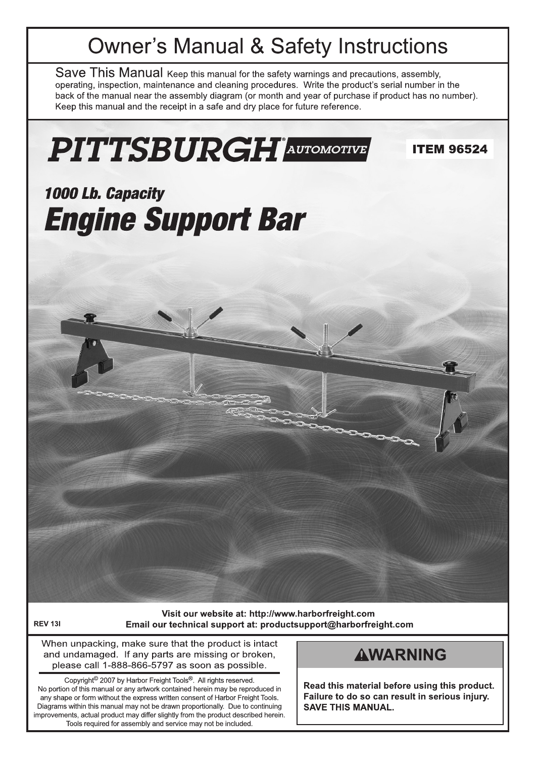# Owner's Manual & Safety Instructions

**Save This Manual** Keep this manual for the safety warnings and precautions, assembly, operating, inspection, maintenance and cleaning procedures. Write the product's serial number in the back of the manual near the assembly diagram (or month and year of purchase if product has no number). Keep this manual and the receipt in a safe and dry place for future reference.

**PITTSBURGH® AUTOMOTIVE**

**ITEM 96524**

***1000 Lb. Capacity***

# *Engine Support Bar*

**Visit our website at: http://www.harborfreight.com**

**Email our technical support at: productsupport@harborfreight.com**

**REV 13I**

When unpacking, make sure that the product is intact and undamaged. If any parts are missing or broken, please call 1-888-866-5797 as soon as possible.

Copyright© 2007 by Harbor Freight Tools®. All rights reserved. No portion of this manual or any artwork contained herein may be reproduced in any shape or form without the express written consent of Harbor Freight Tools. Diagrams within this manual may not be drawn proportionally. Due to continuing improvements, actual product may differ slightly from the product described herein. Tools required for assembly and service may not be included.

## ⚠WARNING

**Read this material before using this product. Failure to do so can result in serious injury. SAVE THIS MANUAL.**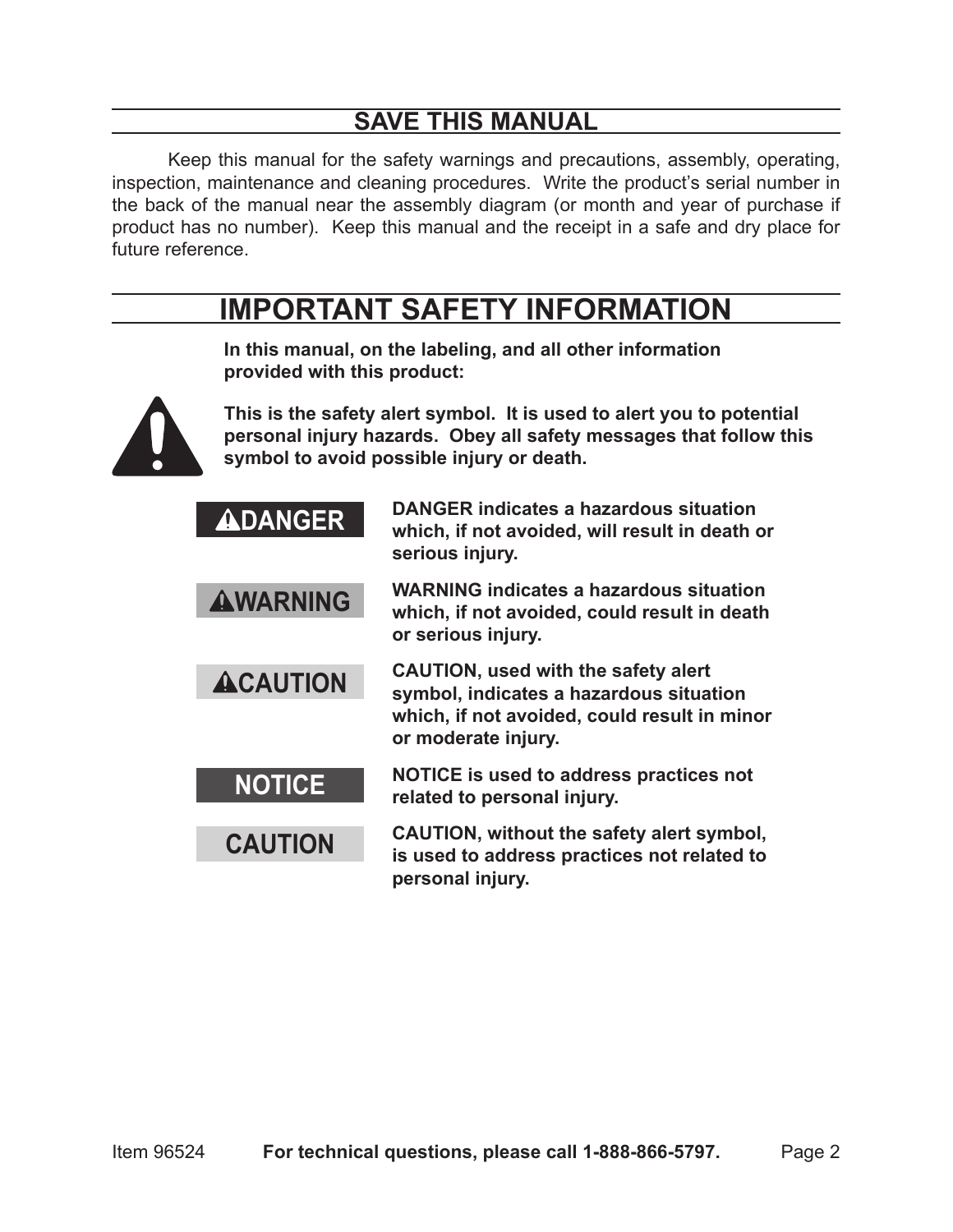## SAVE THIS MANUAL

Keep this manual for the safety warnings and precautions, assembly, operating, inspection, maintenance and cleaning procedures. Write the product's serial number in the back of the manual near the assembly diagram (or month and year of purchase if product has no number). Keep this manual and the receipt in a safe and dry place for future reference.

# IMPORTANT SAFETY INFORMATION

**In this manual, on the labeling, and all other information provided with this product:**

**This is the safety alert symbol. It is used to alert you to potential personal injury hazards. Obey all safety messages that follow this symbol to avoid possible injury or death.**

| | |
|---|---|
| **⚠DANGER** | **DANGER indicates a hazardous situation which, if not avoided, will result in death or serious injury.** |
| **⚠WARNING** | **WARNING indicates a hazardous situation which, if not avoided, could result in death or serious injury.** |
| **⚠CAUTION** | **CAUTION, used with the safety alert symbol, indicates a hazardous situation which, if not avoided, could result in minor or moderate injury.** |
| **NOTICE** | **NOTICE is used to address practices not related to personal injury.** |
| **CAUTION** | **CAUTION, without the safety alert symbol, is used to address practices not related to personal injury.** |

Item 96524 **For technical questions, please call 1-888-866-5797.**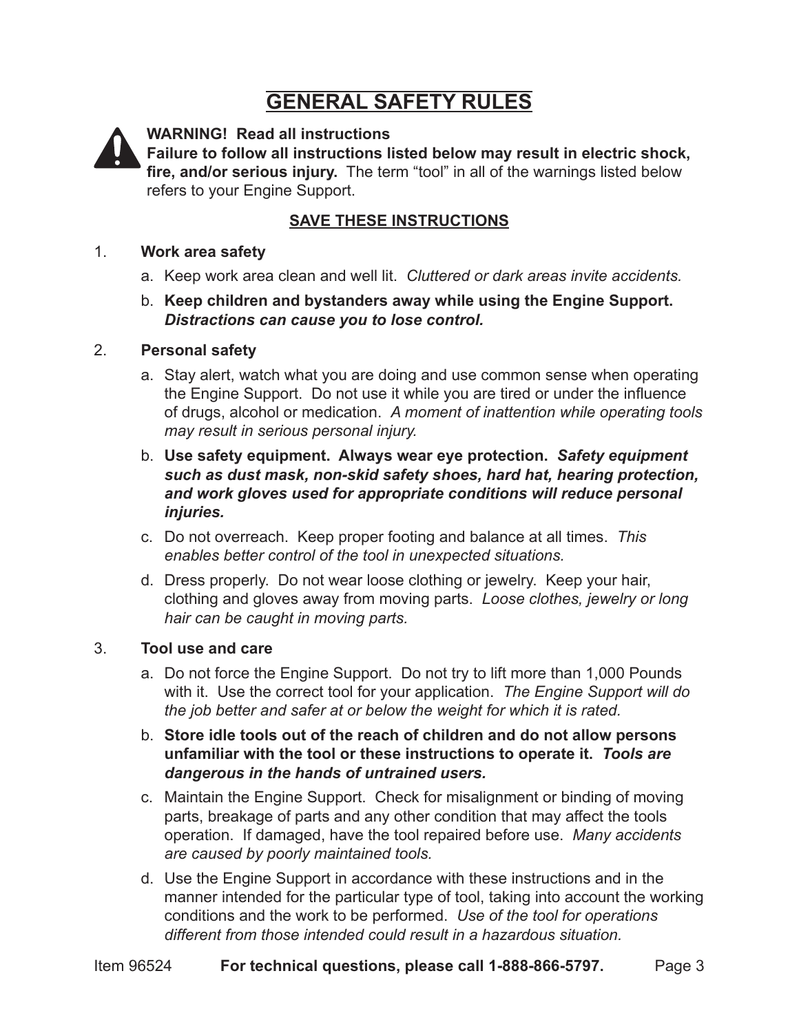# GENERAL SAFETY RULES

**WARNING! Read all instructions**
**Failure to follow all instructions listed below may result in electric shock, fire, and/or serious injury.** The term "tool" in all of the warnings listed below refers to your Engine Support.

**SAVE THESE INSTRUCTIONS**

1. **Work area safety**
   a. Keep work area clean and well lit. *Cluttered or dark areas invite accidents.*
   b. **Keep children and bystanders away while using the Engine Support.** ***Distractions can cause you to lose control.***

2. **Personal safety**
   a. Stay alert, watch what you are doing and use common sense when operating the Engine Support. Do not use it while you are tired or under the influence of drugs, alcohol or medication. *A moment of inattention while operating tools may result in serious personal injury.*
   b. **Use safety equipment. Always wear eye protection.** ***Safety equipment such as dust mask, non-skid safety shoes, hard hat, hearing protection, and work gloves used for appropriate conditions will reduce personal injuries.***
   c. Do not overreach. Keep proper footing and balance at all times. *This enables better control of the tool in unexpected situations.*
   d. Dress properly. Do not wear loose clothing or jewelry. Keep your hair, clothing and gloves away from moving parts. *Loose clothes, jewelry or long hair can be caught in moving parts.*

3. **Tool use and care**
   a. Do not force the Engine Support. Do not try to lift more than 1,000 Pounds with it. Use the correct tool for your application. *The Engine Support will do the job better and safer at or below the weight for which it is rated.*
   b. **Store idle tools out of the reach of children and do not allow persons unfamiliar with the tool or these instructions to operate it.** ***Tools are dangerous in the hands of untrained users.***
   c. Maintain the Engine Support. Check for misalignment or binding of moving parts, breakage of parts and any other condition that may affect the tools operation. If damaged, have the tool repaired before use. *Many accidents are caused by poorly maintained tools.*
   d. Use the Engine Support in accordance with these instructions and in the manner intended for the particular type of tool, taking into account the working conditions and the work to be performed. *Use of the tool for operations different from those intended could result in a hazardous situation.*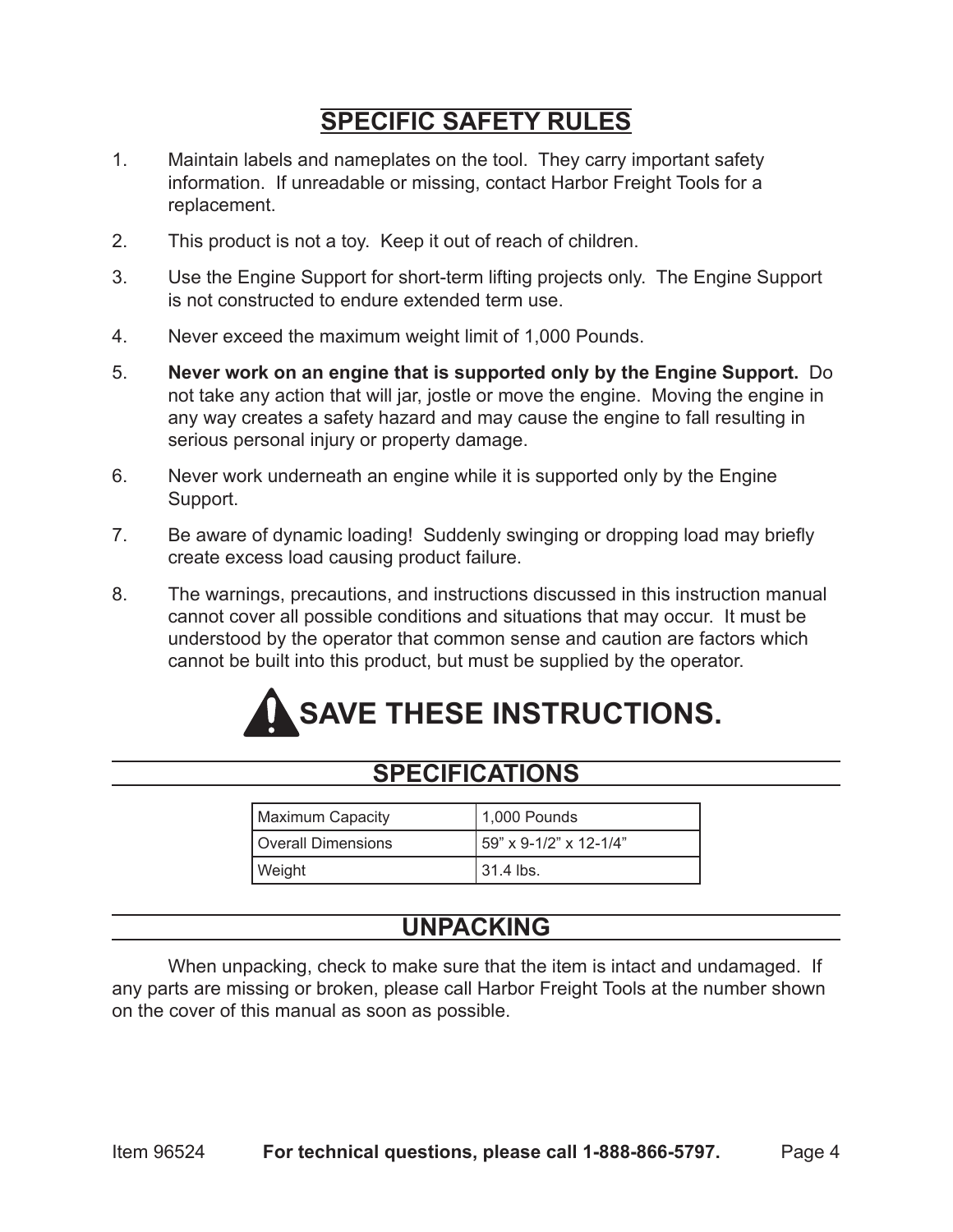## SPECIFIC SAFETY RULES

1. Maintain labels and nameplates on the tool. They carry important safety information. If unreadable or missing, contact Harbor Freight Tools for a replacement.
2. This product is not a toy. Keep it out of reach of children.
3. Use the Engine Support for short-term lifting projects only. The Engine Support is not constructed to endure extended term use.
4. Never exceed the maximum weight limit of 1,000 Pounds.
5. **Never work on an engine that is supported only by the Engine Support.** Do not take any action that will jar, jostle or move the engine. Moving the engine in any way creates a safety hazard and may cause the engine to fall resulting in serious personal injury or property damage.
6. Never work underneath an engine while it is supported only by the Engine Support.
7. Be aware of dynamic loading! Suddenly swinging or dropping load may briefly create excess load causing product failure.
8. The warnings, precautions, and instructions discussed in this instruction manual cannot cover all possible conditions and situations that may occur. It must be understood by the operator that common sense and caution are factors which cannot be built into this product, but must be supplied by the operator.

# SAVE THESE INSTRUCTIONS.

## SPECIFICATIONS

| Maximum Capacity | 1,000 Pounds |
|---|---|
| Overall Dimensions | 59" x 9-1/2" x 12-1/4" |
| Weight | 31.4 lbs. |

## UNPACKING

When unpacking, check to make sure that the item is intact and undamaged. If any parts are missing or broken, please call Harbor Freight Tools at the number shown on the cover of this manual as soon as possible.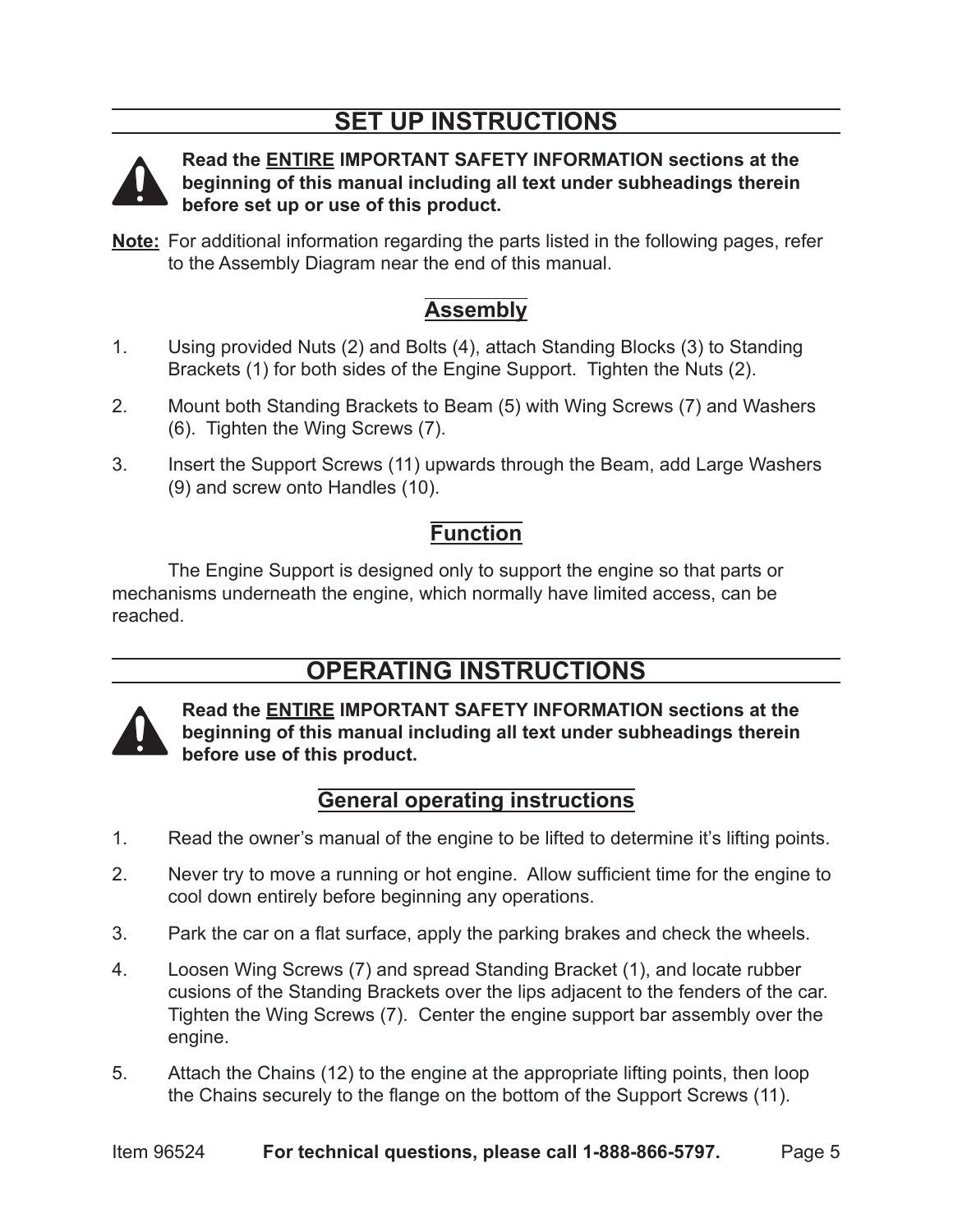## SET UP INSTRUCTIONS

**Read the <u>ENTIRE</u> IMPORTANT SAFETY INFORMATION sections at the beginning of this manual including all text under subheadings therein before set up or use of this product.**

**<u>Note:</u>** For additional information regarding the parts listed in the following pages, refer to the Assembly Diagram near the end of this manual.

### Assembly

1. Using provided Nuts (2) and Bolts (4), attach Standing Blocks (3) to Standing Brackets (1) for both sides of the Engine Support. Tighten the Nuts (2).
2. Mount both Standing Brackets to Beam (5) with Wing Screws (7) and Washers (6). Tighten the Wing Screws (7).
3. Insert the Support Screws (11) upwards through the Beam, add Large Washers (9) and screw onto Handles (10).

### Function

The Engine Support is designed only to support the engine so that parts or mechanisms underneath the engine, which normally have limited access, can be reached.

## OPERATING INSTRUCTIONS

**Read the <u>ENTIRE</u> IMPORTANT SAFETY INFORMATION sections at the beginning of this manual including all text under subheadings therein before use of this product.**

### General operating instructions

1. Read the owner's manual of the engine to be lifted to determine it's lifting points.
2. Never try to move a running or hot engine. Allow sufficient time for the engine to cool down entirely before beginning any operations.
3. Park the car on a flat surface, apply the parking brakes and check the wheels.
4. Loosen Wing Screws (7) and spread Standing Bracket (1), and locate rubber cusions of the Standing Brackets over the lips adjacent to the fenders of the car. Tighten the Wing Screws (7). Center the engine support bar assembly over the engine.
5. Attach the Chains (12) to the engine at the appropriate lifting points, then loop the Chains securely to the flange on the bottom of the Support Screws (11).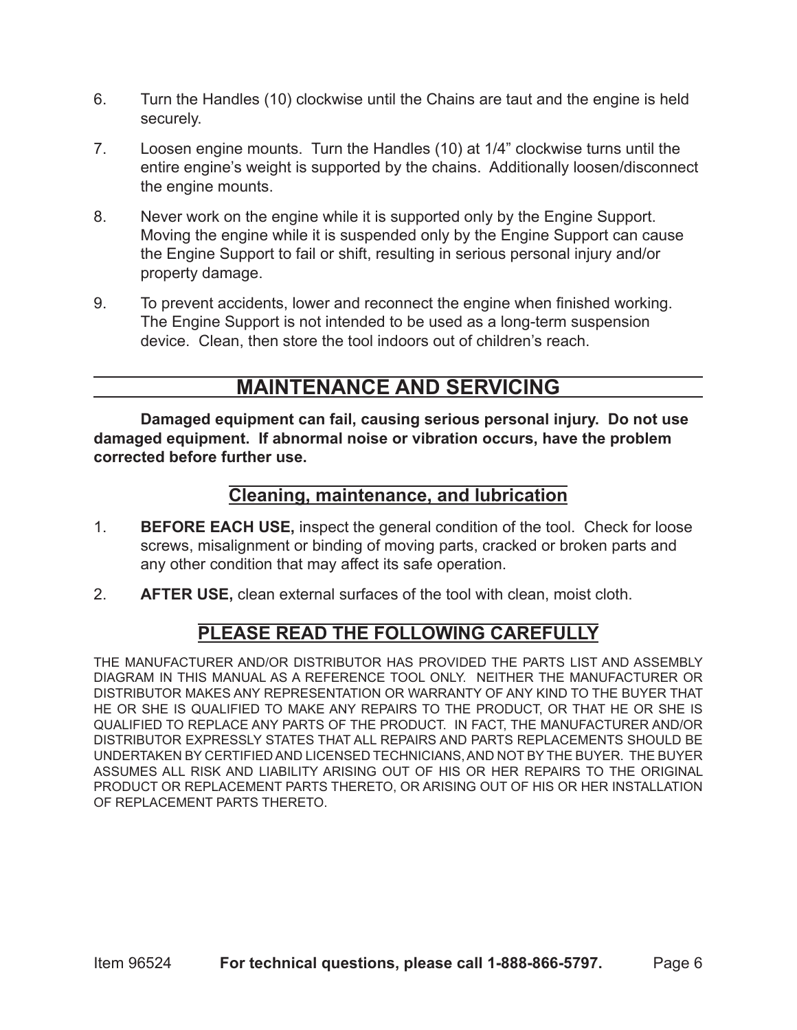6. Turn the Handles (10) clockwise until the Chains are taut and the engine is held securely.

7. Loosen engine mounts. Turn the Handles (10) at 1/4" clockwise turns until the entire engine's weight is supported by the chains. Additionally loosen/disconnect the engine mounts.

8. Never work on the engine while it is supported only by the Engine Support. Moving the engine while it is suspended only by the Engine Support can cause the Engine Support to fail or shift, resulting in serious personal injury and/or property damage.

9. To prevent accidents, lower and reconnect the engine when finished working. The Engine Support is not intended to be used as a long-term suspension device. Clean, then store the tool indoors out of children's reach.

## MAINTENANCE AND SERVICING

**Damaged equipment can fail, causing serious personal injury. Do not use damaged equipment. If abnormal noise or vibration occurs, have the problem corrected before further use.**

### Cleaning, maintenance, and lubrication

1. **BEFORE EACH USE,** inspect the general condition of the tool. Check for loose screws, misalignment or binding of moving parts, cracked or broken parts and any other condition that may affect its safe operation.

2. **AFTER USE,** clean external surfaces of the tool with clean, moist cloth.

### PLEASE READ THE FOLLOWING CAREFULLY

THE MANUFACTURER AND/OR DISTRIBUTOR HAS PROVIDED THE PARTS LIST AND ASSEMBLY DIAGRAM IN THIS MANUAL AS A REFERENCE TOOL ONLY. NEITHER THE MANUFACTURER OR DISTRIBUTOR MAKES ANY REPRESENTATION OR WARRANTY OF ANY KIND TO THE BUYER THAT HE OR SHE IS QUALIFIED TO MAKE ANY REPAIRS TO THE PRODUCT, OR THAT HE OR SHE IS QUALIFIED TO REPLACE ANY PARTS OF THE PRODUCT. IN FACT, THE MANUFACTURER AND/OR DISTRIBUTOR EXPRESSLY STATES THAT ALL REPAIRS AND PARTS REPLACEMENTS SHOULD BE UNDERTAKEN BY CERTIFIED AND LICENSED TECHNICIANS, AND NOT BY THE BUYER. THE BUYER ASSUMES ALL RISK AND LIABILITY ARISING OUT OF HIS OR HER REPAIRS TO THE ORIGINAL PRODUCT OR REPLACEMENT PARTS THERETO, OR ARISING OUT OF HIS OR HER INSTALLATION OF REPLACEMENT PARTS THERETO.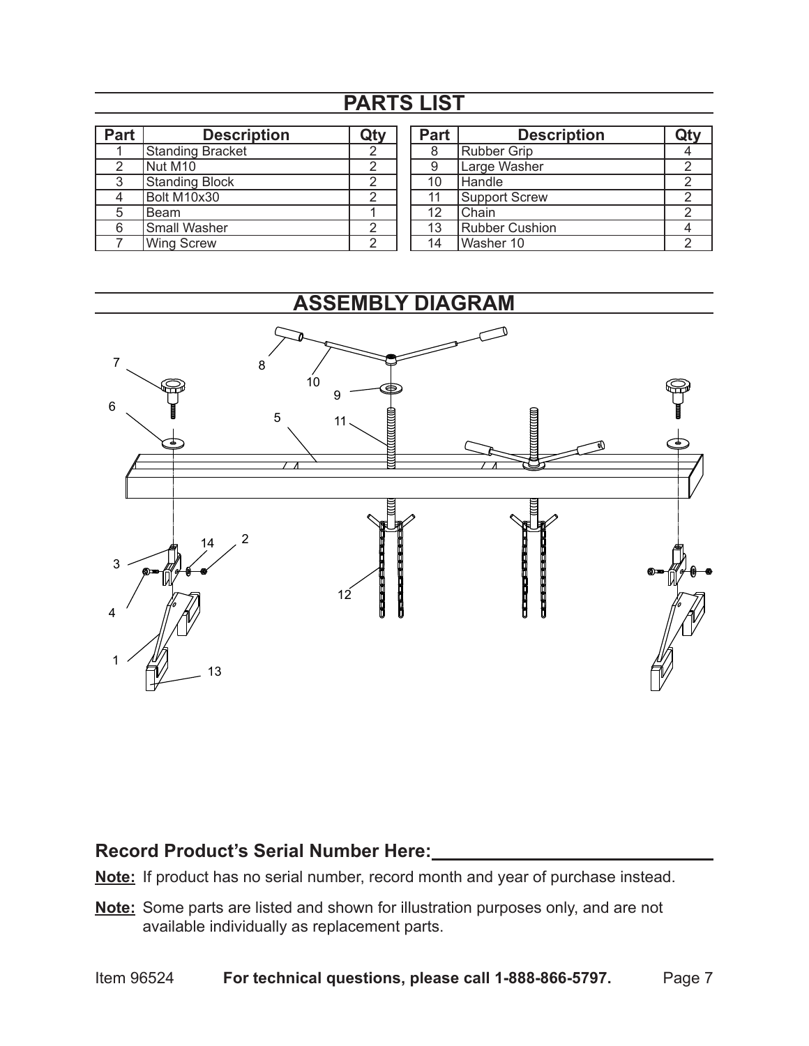## PARTS LIST

| Part | Description | Qty |
|---|---|---|
| 1 | Standing Bracket | 2 |
| 2 | Nut M10 | 2 |
| 3 | Standing Block | 2 |
| 4 | Bolt M10x30 | 2 |
| 5 | Beam | 1 |
| 6 | Small Washer | 2 |
| 7 | Wing Screw | 2 |
| 8 | Rubber Grip | 4 |
| 9 | Large Washer | 2 |
| 10 | Handle | 2 |
| 11 | Support Screw | 2 |
| 12 | Chain | 2 |
| 13 | Rubber Cushion | 4 |
| 14 | Washer 10 | 2 |

## ASSEMBLY DIAGRAM

**Record Product's Serial Number Here:**\_\_\_\_\_\_\_\_\_\_\_\_\_\_\_\_\_\_\_\_\_\_\_\_\_\_\_\_

**Note:** If product has no serial number, record month and year of purchase instead.

**Note:** Some parts are listed and shown for illustration purposes only, and are not available individually as replacement parts.

Item 96524 **For technical questions, please call 1-888-866-5797.**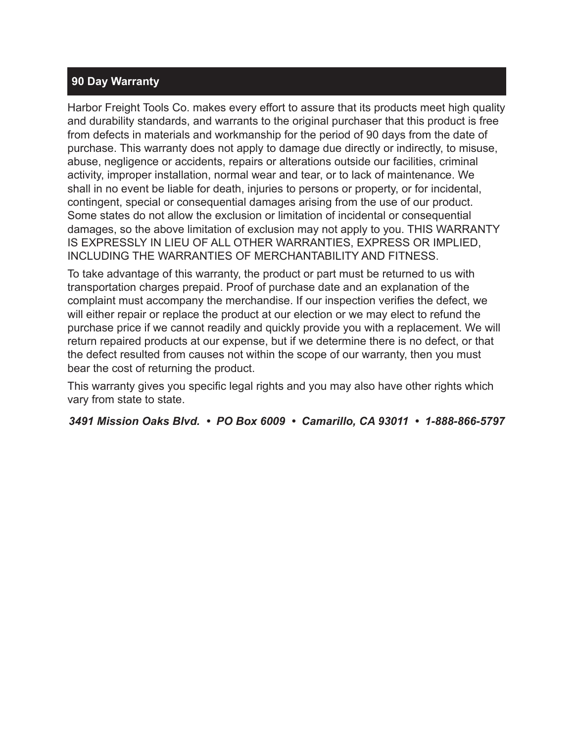## 90 Day Warranty

Harbor Freight Tools Co. makes every effort to assure that its products meet high quality and durability standards, and warrants to the original purchaser that this product is free from defects in materials and workmanship for the period of 90 days from the date of purchase. This warranty does not apply to damage due directly or indirectly, to misuse, abuse, negligence or accidents, repairs or alterations outside our facilities, criminal activity, improper installation, normal wear and tear, or to lack of maintenance. We shall in no event be liable for death, injuries to persons or property, or for incidental, contingent, special or consequential damages arising from the use of our product. Some states do not allow the exclusion or limitation of incidental or consequential damages, so the above limitation of exclusion may not apply to you. THIS WARRANTY IS EXPRESSLY IN LIEU OF ALL OTHER WARRANTIES, EXPRESS OR IMPLIED, INCLUDING THE WARRANTIES OF MERCHANTABILITY AND FITNESS.

To take advantage of this warranty, the product or part must be returned to us with transportation charges prepaid. Proof of purchase date and an explanation of the complaint must accompany the merchandise. If our inspection verifies the defect, we will either repair or replace the product at our election or we may elect to refund the purchase price if we cannot readily and quickly provide you with a replacement. We will return repaired products at our expense, but if we determine there is no defect, or that the defect resulted from causes not within the scope of our warranty, then you must bear the cost of returning the product.

This warranty gives you specific legal rights and you may also have other rights which vary from state to state.

***3491 Mission Oaks Blvd. • PO Box 6009 • Camarillo, CA 93011 • 1-888-866-5797***